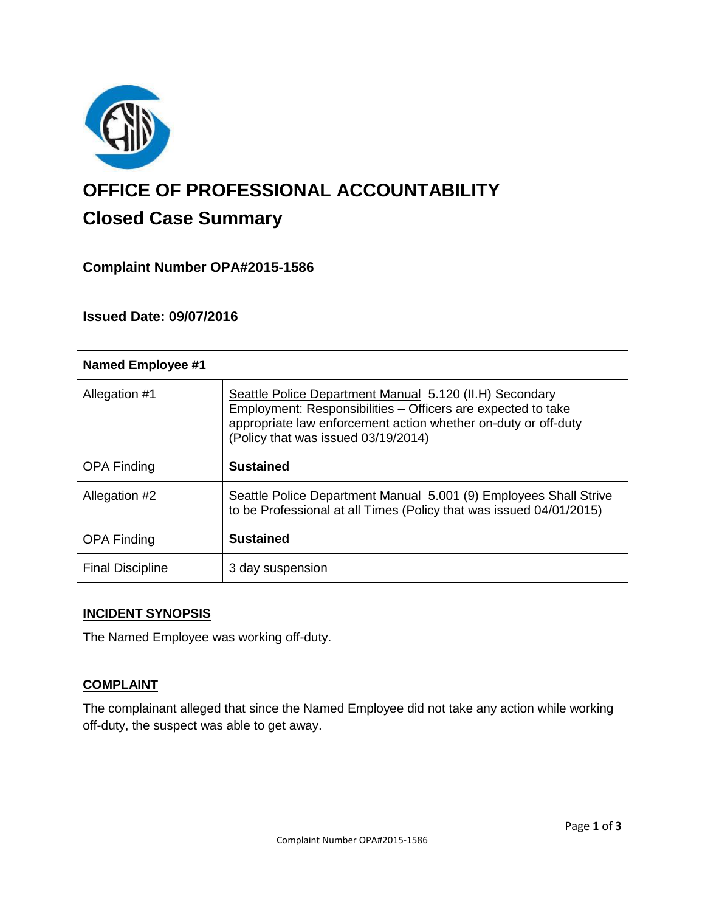# OFFICE OF PROFESSIONAL ACCOUNTABILITY

## Closed Case Summary

### Complaint Number OPA#2015-1586

### Issued Date: 09/07/2016

| Named Employee #1 | |
|---|---|
| Allegation #1 | Seattle Police Department Manual 5.120 (II.H) Secondary Employment: Responsibilities – Officers are expected to take appropriate law enforcement action whether on-duty or off-duty (Policy that was issued 03/19/2014) |
| OPA Finding | **Sustained** |
| Allegation #2 | Seattle Police Department Manual 5.001 (9) Employees Shall Strive to be Professional at all Times (Policy that was issued 04/01/2015) |
| OPA Finding | **Sustained** |
| Final Discipline | 3 day suspension |

**INCIDENT SYNOPSIS**

The Named Employee was working off-duty.

**COMPLAINT**

The complainant alleged that since the Named Employee did not take any action while working off-duty, the suspect was able to get away.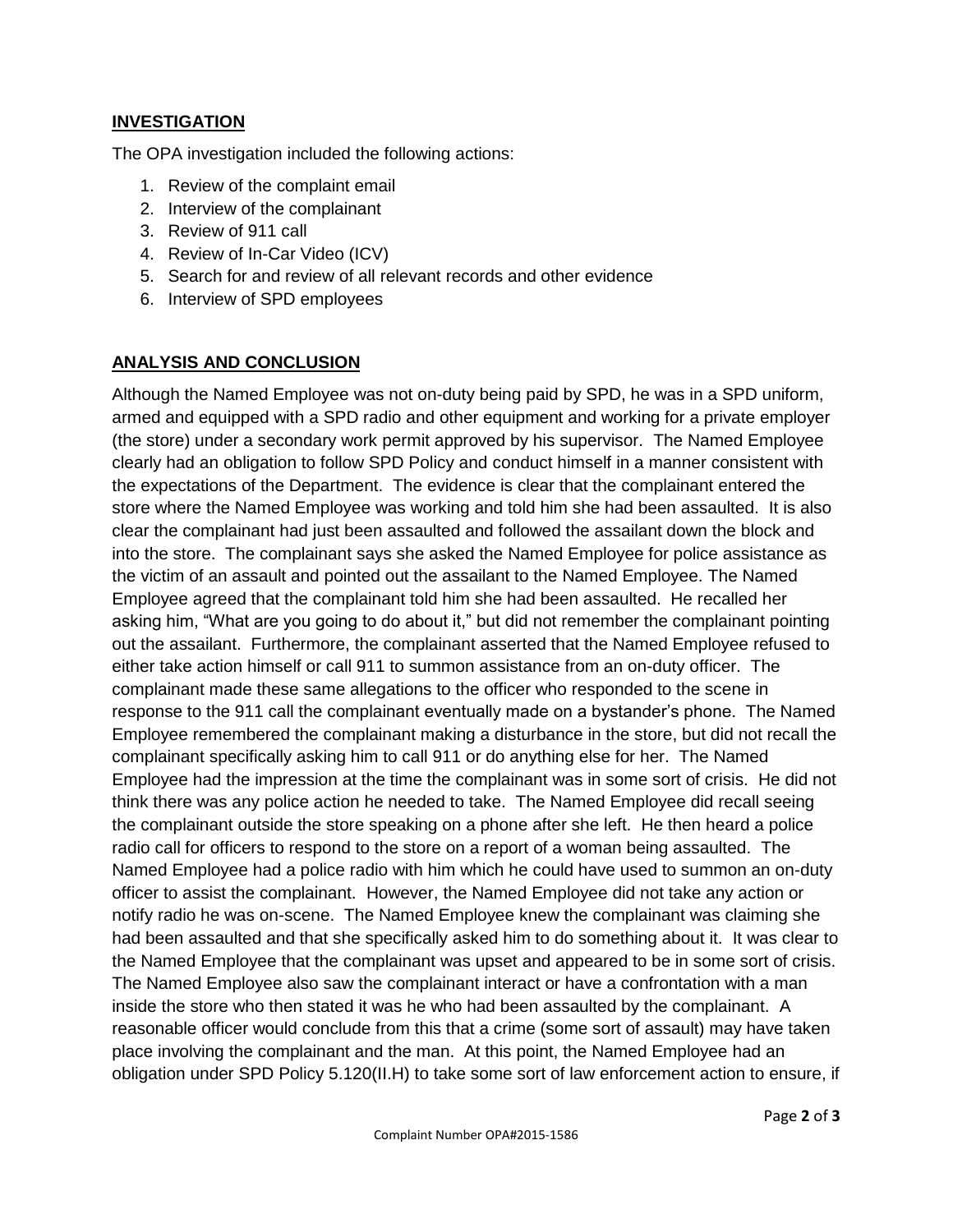## INVESTIGATION

The OPA investigation included the following actions:

1. Review of the complaint email
2. Interview of the complainant
3. Review of 911 call
4. Review of In-Car Video (ICV)
5. Search for and review of all relevant records and other evidence
6. Interview of SPD employees

## ANALYSIS AND CONCLUSION

Although the Named Employee was not on-duty being paid by SPD, he was in a SPD uniform, armed and equipped with a SPD radio and other equipment and working for a private employer (the store) under a secondary work permit approved by his supervisor. The Named Employee clearly had an obligation to follow SPD Policy and conduct himself in a manner consistent with the expectations of the Department. The evidence is clear that the complainant entered the store where the Named Employee was working and told him she had been assaulted. It is also clear the complainant had just been assaulted and followed the assailant down the block and into the store. The complainant says she asked the Named Employee for police assistance as the victim of an assault and pointed out the assailant to the Named Employee. The Named Employee agreed that the complainant told him she had been assaulted. He recalled her asking him, "What are you going to do about it," but did not remember the complainant pointing out the assailant. Furthermore, the complainant asserted that the Named Employee refused to either take action himself or call 911 to summon assistance from an on-duty officer. The complainant made these same allegations to the officer who responded to the scene in response to the 911 call the complainant eventually made on a bystander's phone. The Named Employee remembered the complainant making a disturbance in the store, but did not recall the complainant specifically asking him to call 911 or do anything else for her. The Named Employee had the impression at the time the complainant was in some sort of crisis. He did not think there was any police action he needed to take. The Named Employee did recall seeing the complainant outside the store speaking on a phone after she left. He then heard a police radio call for officers to respond to the store on a report of a woman being assaulted. The Named Employee had a police radio with him which he could have used to summon an on-duty officer to assist the complainant. However, the Named Employee did not take any action or notify radio he was on-scene. The Named Employee knew the complainant was claiming she had been assaulted and that she specifically asked him to do something about it. It was clear to the Named Employee that the complainant was upset and appeared to be in some sort of crisis. The Named Employee also saw the complainant interact or have a confrontation with a man inside the store who then stated it was he who had been assaulted by the complainant. A reasonable officer would conclude from this that a crime (some sort of assault) may have taken place involving the complainant and the man. At this point, the Named Employee had an obligation under SPD Policy 5.120(II.H) to take some sort of law enforcement action to ensure, if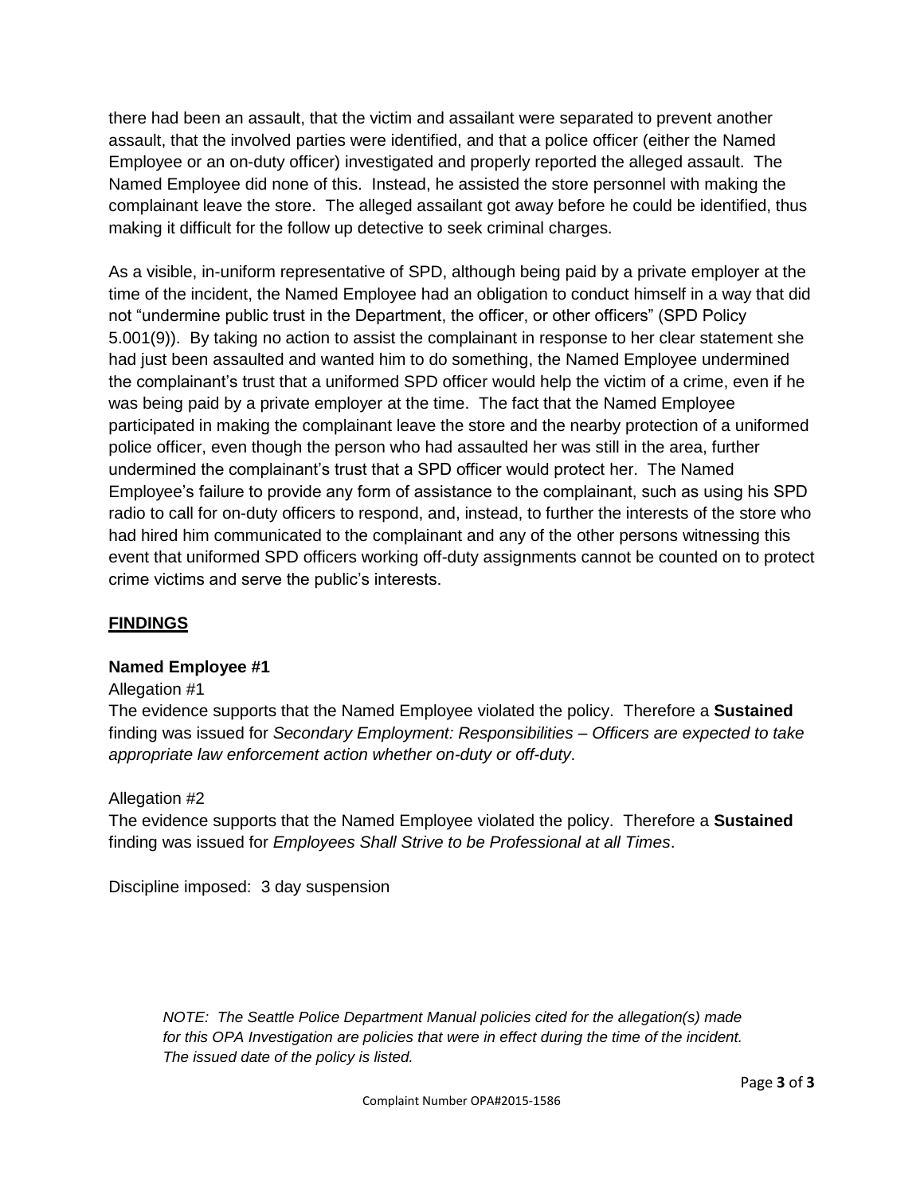there had been an assault, that the victim and assailant were separated to prevent another assault, that the involved parties were identified, and that a police officer (either the Named Employee or an on-duty officer) investigated and properly reported the alleged assault. The Named Employee did none of this. Instead, he assisted the store personnel with making the complainant leave the store. The alleged assailant got away before he could be identified, thus making it difficult for the follow up detective to seek criminal charges.

As a visible, in-uniform representative of SPD, although being paid by a private employer at the time of the incident, the Named Employee had an obligation to conduct himself in a way that did not "undermine public trust in the Department, the officer, or other officers" (SPD Policy 5.001(9)). By taking no action to assist the complainant in response to her clear statement she had just been assaulted and wanted him to do something, the Named Employee undermined the complainant's trust that a uniformed SPD officer would help the victim of a crime, even if he was being paid by a private employer at the time. The fact that the Named Employee participated in making the complainant leave the store and the nearby protection of a uniformed police officer, even though the person who had assaulted her was still in the area, further undermined the complainant's trust that a SPD officer would protect her. The Named Employee's failure to provide any form of assistance to the complainant, such as using his SPD radio to call for on-duty officers to respond, and, instead, to further the interests of the store who had hired him communicated to the complainant and any of the other persons witnessing this event that uniformed SPD officers working off-duty assignments cannot be counted on to protect crime victims and serve the public's interests.

## FINDINGS

**Named Employee #1**

Allegation #1

The evidence supports that the Named Employee violated the policy. Therefore a **Sustained** finding was issued for *Secondary Employment: Responsibilities – Officers are expected to take appropriate law enforcement action whether on-duty or off-duty*.

Allegation #2

The evidence supports that the Named Employee violated the policy. Therefore a **Sustained** finding was issued for *Employees Shall Strive to be Professional at all Times*.

Discipline imposed: 3 day suspension

*NOTE: The Seattle Police Department Manual policies cited for the allegation(s) made for this OPA Investigation are policies that were in effect during the time of the incident. The issued date of the policy is listed.*